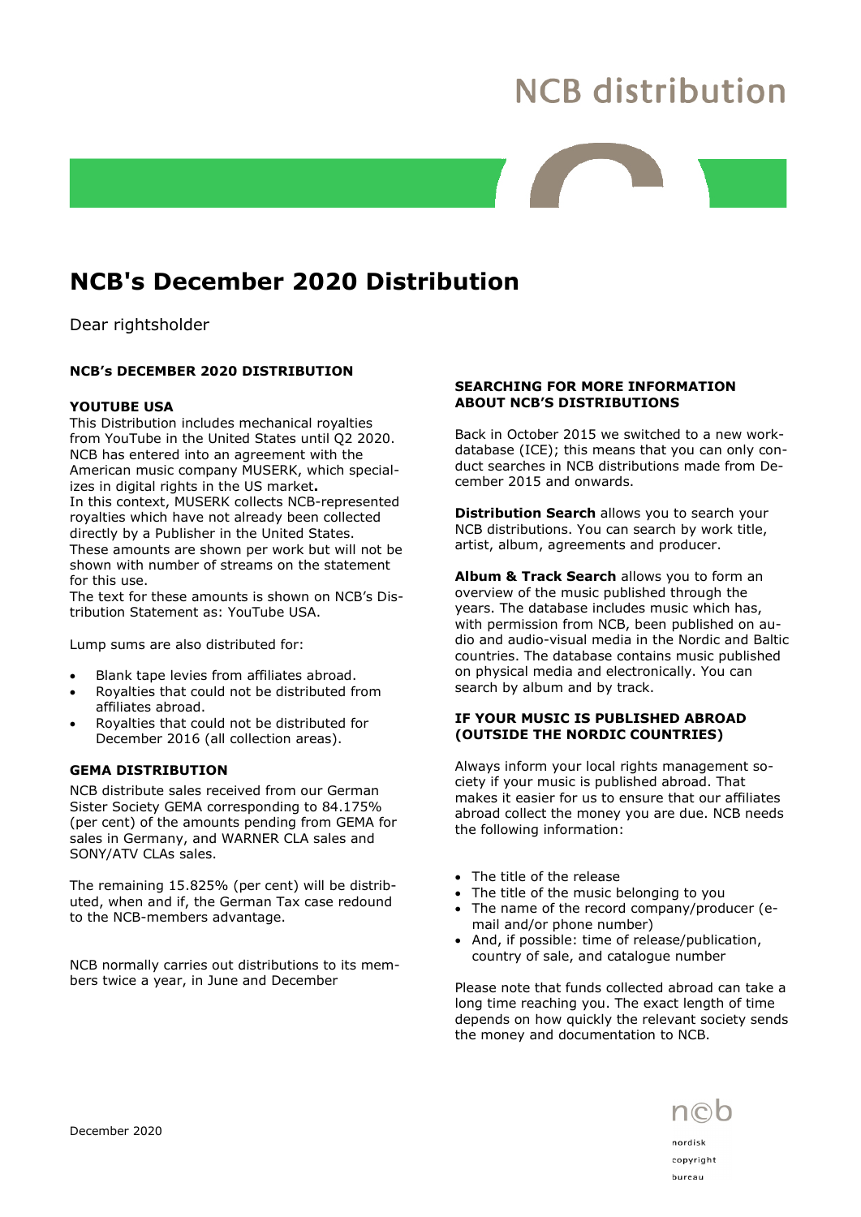NCB distribution

# NCB's December 2020 Distribution

Dear rightsholder

## NCB's DECEMBER 2020 DISTRIBUTION

### YOUTUBE USA

This Distribution includes mechanical royalties from YouTube in the United States until Q2 2020. NCB has entered into an agreement with the American music company MUSERK, which specializes in digital rights in the US market**.**
In this context, MUSERK collects NCB-represented royalties which have not already been collected directly by a Publisher in the United States. These amounts are shown per work but will not be shown with number of streams on the statement for this use.
The text for these amounts is shown on NCB's Distribution Statement as: YouTube USA.

Lump sums are also distributed for:

- Blank tape levies from affiliates abroad.
- Royalties that could not be distributed from affiliates abroad.
- Royalties that could not be distributed for December 2016 (all collection areas).

### GEMA DISTRIBUTION

NCB distribute sales received from our German Sister Society GEMA corresponding to 84.175% (per cent) of the amounts pending from GEMA for sales in Germany, and WARNER CLA sales and SONY/ATV CLAs sales.

The remaining 15.825% (per cent) will be distributed, when and if, the German Tax case redound to the NCB-members advantage.

NCB normally carries out distributions to its members twice a year, in June and December

### SEARCHING FOR MORE INFORMATION ABOUT NCB'S DISTRIBUTIONS

Back in October 2015 we switched to a new work-database (ICE); this means that you can only conduct searches in NCB distributions made from December 2015 and onwards.

**Distribution Search** allows you to search your NCB distributions. You can search by work title, artist, album, agreements and producer.

**Album & Track Search** allows you to form an overview of the music published through the years. The database includes music which has, with permission from NCB, been published on audio and audio-visual media in the Nordic and Baltic countries. The database contains music published on physical media and electronically. You can search by album and by track.

### IF YOUR MUSIC IS PUBLISHED ABROAD (OUTSIDE THE NORDIC COUNTRIES)

Always inform your local rights management society if your music is published abroad. That makes it easier for us to ensure that our affiliates abroad collect the money you are due. NCB needs the following information:

- The title of the release
- The title of the music belonging to you
- The name of the record company/producer (e-mail and/or phone number)
- And, if possible: time of release/publication, country of sale, and catalogue number

Please note that funds collected abroad can take a long time reaching you. The exact length of time depends on how quickly the relevant society sends the money and documentation to NCB.

December 2020

ncb
nordisk
copyright
bureau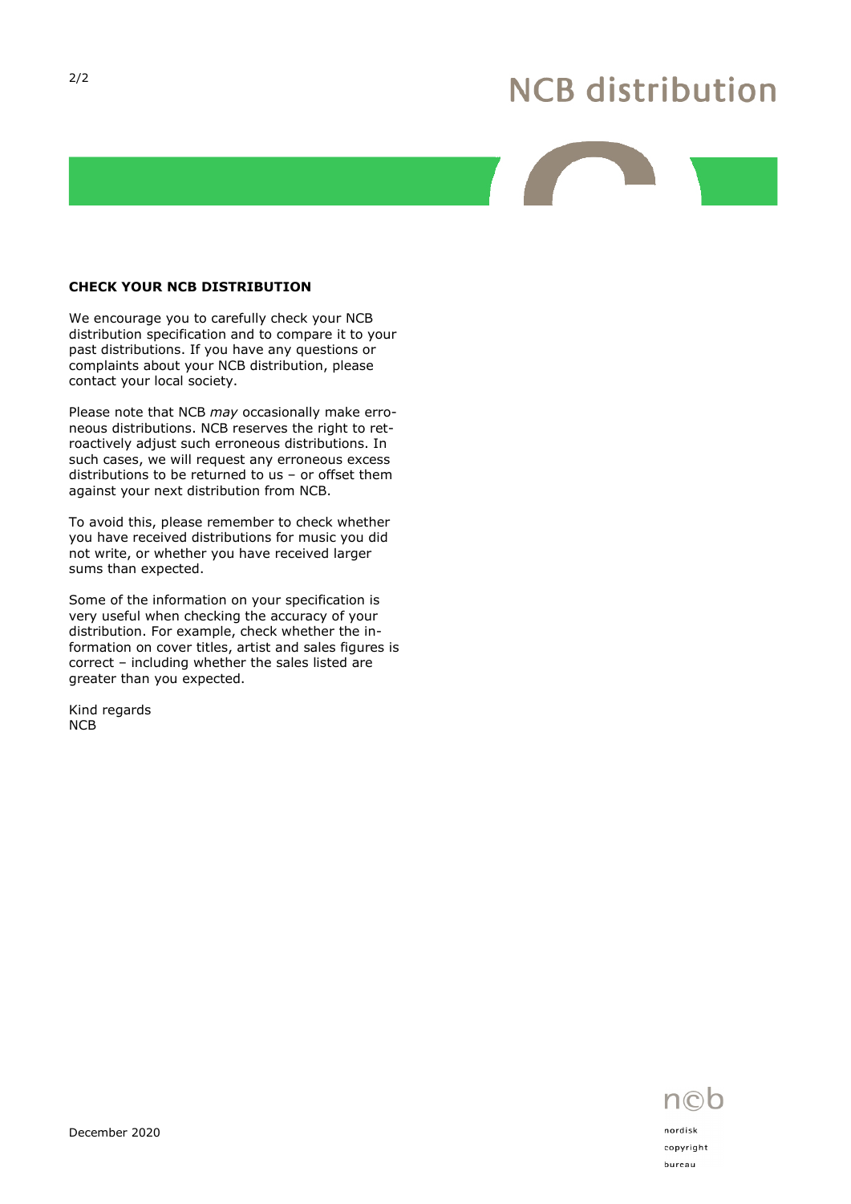# NCB distribution

**CHECK YOUR NCB DISTRIBUTION**

We encourage you to carefully check your NCB distribution specification and to compare it to your past distributions. If you have any questions or complaints about your NCB distribution, please contact your local society.

Please note that NCB *may* occasionally make erroneous distributions. NCB reserves the right to retroactively adjust such erroneous distributions. In such cases, we will request any erroneous excess distributions to be returned to us – or offset them against your next distribution from NCB.

To avoid this, please remember to check whether you have received distributions for music you did not write, or whether you have received larger sums than expected.

Some of the information on your specification is very useful when checking the accuracy of your distribution. For example, check whether the information on cover titles, artist and sales figures is correct – including whether the sales listed are greater than you expected.

Kind regards
NCB

December 2020

ncb
nordisk
copyright
bureau